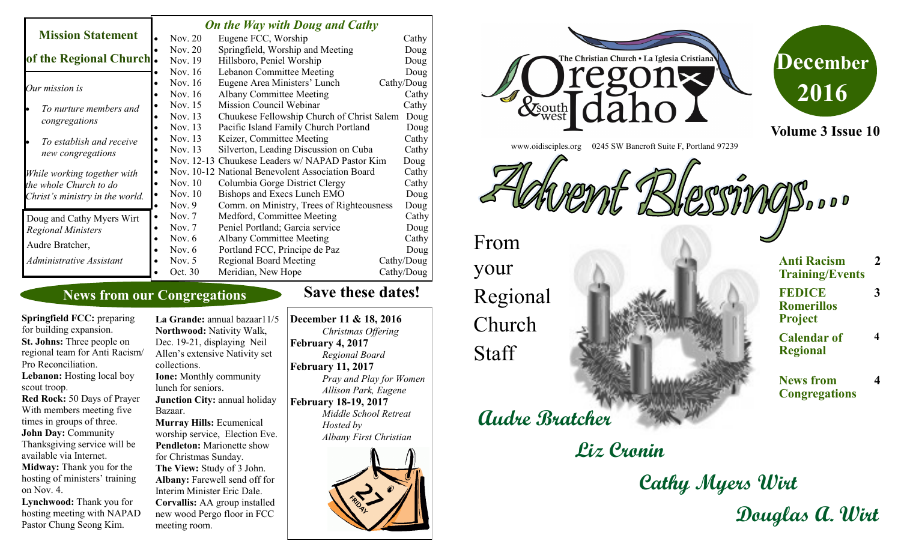# December 2016

**Volume 3 Issue 10**

The Christian Church • La Iglesia Cristiana — Oregon & southwest Idaho

www.oidisciples.org 0245 SW Bancroft Suite F, Portland 97239

## Advent Blessings....

From your Regional Church Staff

**Audre Bratcher**

**Liz Cronin**

**Cathy Myers Wirt**

**Douglas A. Wirt**

| | |
|---|---|
| **Anti Racism Training/Events** | 2 |
| **FEDICE Romerillos Project** | 3 |
| **Calendar of Regional** | 4 |
| **News from Congregations** | 4 |

## Mission Statement of the Regional Church

*Our mission is*

- *To nurture members and congregations*
- *To establish and receive new congregations*

*While working together with the whole Church to do Christ's ministry in the world.*

Doug and Cathy Myers Wirt
*Regional Ministers*

Audre Bratcher,
*Administrative Assistant*

## *On the Way with Doug and Cathy*

| Date | Event | Who |
|---|---|---|
| Nov. 20 | Eugene FCC, Worship | Cathy |
| Nov. 20 | Springfield, Worship and Meeting | Doug |
| Nov. 19 | Hillsboro, Peniel Worship | Doug |
| Nov. 16 | Lebanon Committee Meeting | Doug |
| Nov. 16 | Eugene Area Ministers' Lunch | Cathy/Doug |
| Nov. 16 | Albany Committee Meeting | Cathy |
| Nov. 15 | Mission Council Webinar | Cathy |
| Nov. 13 | Chuukese Fellowship Church of Christ Salem | Doug |
| Nov. 13 | Pacific Island Family Church Portland | Doug |
| Nov. 13 | Keizer, Committee Meeting | Cathy |
| Nov. 13 | Silverton, Leading Discussion on Cuba | Cathy |
| Nov. 12-13 | Chuukese Leaders w/ NAPAD Pastor Kim | Doug |
| Nov. 10-12 | National Benevolent Association Board | Cathy |
| Nov. 10 | Columbia Gorge District Clergy | Cathy |
| Nov. 10 | Bishops and Execs Lunch EMO | Doug |
| Nov. 9 | Comm. on Ministry, Trees of Righteousness | Doug |
| Nov. 7 | Medford, Committee Meeting | Cathy |
| Nov. 7 | Peniel Portland; Garcia service | Doug |
| Nov. 6 | Albany Committee Meeting | Cathy |
| Nov. 6 | Portland FCC, Principe de Paz | Doug |
| Nov. 5 | Regional Board Meeting | Cathy/Doug |
| Oct. 30 | Meridian, New Hope | Cathy/Doug |

## News from our Congregations

**Springfield FCC:** preparing for building expansion.
**St. Johns:** Three people on regional team for Anti Racism/ Pro Reconciliation.
**Lebanon:** Hosting local boy scout troop.
**Red Rock:** 50 Days of Prayer With members meeting five times in groups of three.
**John Day:** Community Thanksgiving service will be available via Internet.
**Midway:** Thank you for the hosting of ministers' training on Nov. 4.
**Lynchwood:** Thank you for hosting meeting with NAPAD Pastor Chung Seong Kim.
**La Grande:** annual bazaar11/5
**Northwood:** Nativity Walk, Dec. 19-21, displaying Neil Allen's extensive Nativity set collections.
**Ione:** Monthly community lunch for seniors.
**Junction City:** annual holiday Bazaar.
**Murray Hills:** Ecumenical worship service, Election Eve.
**Pendleton:** Marionette show for Christmas Sunday.
**The View:** Study of 3 John.
**Albany:** Farewell send off for Interim Minister Eric Dale.
**Corvallis:** AA group installed new wood Pergo floor in FCC meeting room.

## Save these dates!

**December 11 & 18, 2016**
*Christmas Offering*
**February 4, 2017**
*Regional Board*
**February 11, 2017**
*Pray and Play for Women*
*Allison Park, Eugene*
**February 18-19, 2017**
*Middle School Retreat*
*Hosted by*
*Albany First Christian*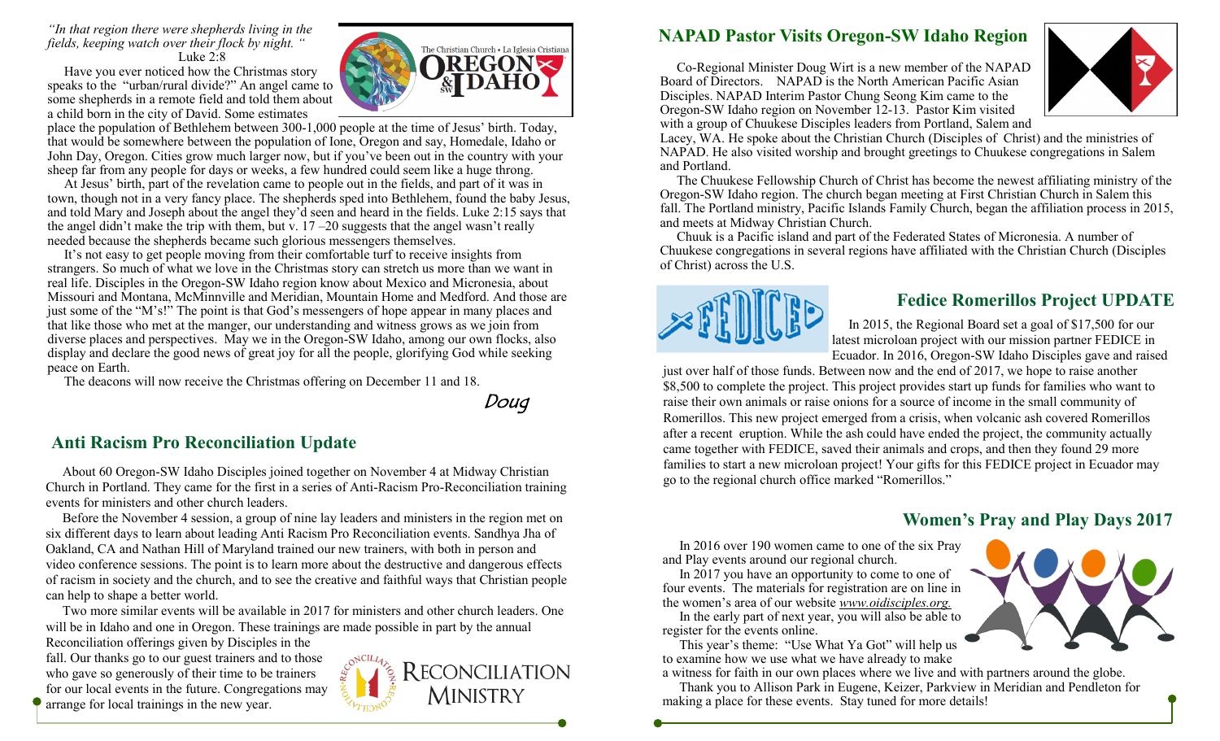*"In that region there were shepherds living in the fields, keeping watch over their flock by night. "*
Luke 2:8

Have you ever noticed how the Christmas story speaks to the "urban/rural divide?" An angel came to some shepherds in a remote field and told them about a child born in the city of David. Some estimates place the population of Bethlehem between 300-1,000 people at the time of Jesus' birth. Today, that would be somewhere between the population of Ione, Oregon and say, Homedale, Idaho or John Day, Oregon. Cities grow much larger now, but if you've been out in the country with your sheep far from any people for days or weeks, a few hundred could seem like a huge throng.

At Jesus' birth, part of the revelation came to people out in the fields, and part of it was in town, though not in a very fancy place. The shepherds sped into Bethlehem, found the baby Jesus, and told Mary and Joseph about the angel they'd seen and heard in the fields. Luke 2:15 says that the angel didn't make the trip with them, but v. 17 –20 suggests that the angel wasn't really needed because the shepherds became such glorious messengers themselves.

It's not easy to get people moving from their comfortable turf to receive insights from strangers. So much of what we love in the Christmas story can stretch us more than we want in real life. Disciples in the Oregon-SW Idaho region know about Mexico and Micronesia, about Missouri and Montana, McMinnville and Meridian, Mountain Home and Medford. And those are just some of the "M's!" The point is that God's messengers of hope appear in many places and that like those who met at the manger, our understanding and witness grows as we join from diverse places and perspectives. May we in the Oregon-SW Idaho, among our own flocks, also display and declare the good news of great joy for all the people, glorifying God while seeking peace on Earth.

The deacons will now receive the Christmas offering on December 11 and 18.

*Doug*

## Anti Racism Pro Reconciliation Update

About 60 Oregon-SW Idaho Disciples joined together on November 4 at Midway Christian Church in Portland. They came for the first in a series of Anti-Racism Pro-Reconciliation training events for ministers and other church leaders.

Before the November 4 session, a group of nine lay leaders and ministers in the region met on six different days to learn about leading Anti Racism Pro Reconciliation events. Sandhya Jha of Oakland, CA and Nathan Hill of Maryland trained our new trainers, with both in person and video conference sessions. The point is to learn more about the destructive and dangerous effects of racism in society and the church, and to see the creative and faithful ways that Christian people can help to shape a better world.

Two more similar events will be available in 2017 for ministers and other church leaders. One will be in Idaho and one in Oregon. These trainings are made possible in part by the annual Reconciliation offerings given by Disciples in the fall. Our thanks go to our guest trainers and to those who gave so generously of their time to be trainers for our local events in the future. Congregations may arrange for local trainings in the new year.

## NAPAD Pastor Visits Oregon-SW Idaho Region

Co-Regional Minister Doug Wirt is a new member of the NAPAD Board of Directors. NAPAD is the North American Pacific Asian Disciples. NAPAD Interim Pastor Chung Seong Kim came to the Oregon-SW Idaho region on November 12-13. Pastor Kim visited with a group of Chuukese Disciples leaders from Portland, Salem and Lacey, WA. He spoke about the Christian Church (Disciples of Christ) and the ministries of NAPAD. He also visited worship and brought greetings to Chuukese congregations in Salem and Portland.

The Chuukese Fellowship Church of Christ has become the newest affiliating ministry of the Oregon-SW Idaho region. The church began meeting at First Christian Church in Salem this fall. The Portland ministry, Pacific Islands Family Church, began the affiliation process in 2015, and meets at Midway Christian Church.

Chuuk is a Pacific island and part of the Federated States of Micronesia. A number of Chuukese congregations in several regions have affiliated with the Christian Church (Disciples of Christ) across the U.S.

## Fedice Romerillos Project UPDATE

In 2015, the Regional Board set a goal of $17,500 for our latest microloan project with our mission partner FEDICE in Ecuador. In 2016, Oregon-SW Idaho Disciples gave and raised just over half of those funds. Between now and the end of 2017, we hope to raise another $8,500 to complete the project. This project provides start up funds for families who want to raise their own animals or raise onions for a source of income in the small community of Romerillos. This new project emerged from a crisis, when volcanic ash covered Romerillos after a recent eruption. While the ash could have ended the project, the community actually came together with FEDICE, saved their animals and crops, and then they found 29 more families to start a new microloan project! Your gifts for this FEDICE project in Ecuador may go to the regional church office marked "Romerillos."

## Women's Pray and Play Days 2017

In 2016 over 190 women came to one of the six Pray and Play events around our regional church.

In 2017 you have an opportunity to come to one of four events. The materials for registration are on line in the women's area of our website *www.oidisciples.org.*

In the early part of next year, you will also be able to register for the events online.

This year's theme: "Use What Ya Got" will help us to examine how we use what we have already to make a witness for faith in our own places where we live and with partners around the globe.

Thank you to Allison Park in Eugene, Keizer, Parkview in Meridian and Pendleton for making a place for these events. Stay tuned for more details!